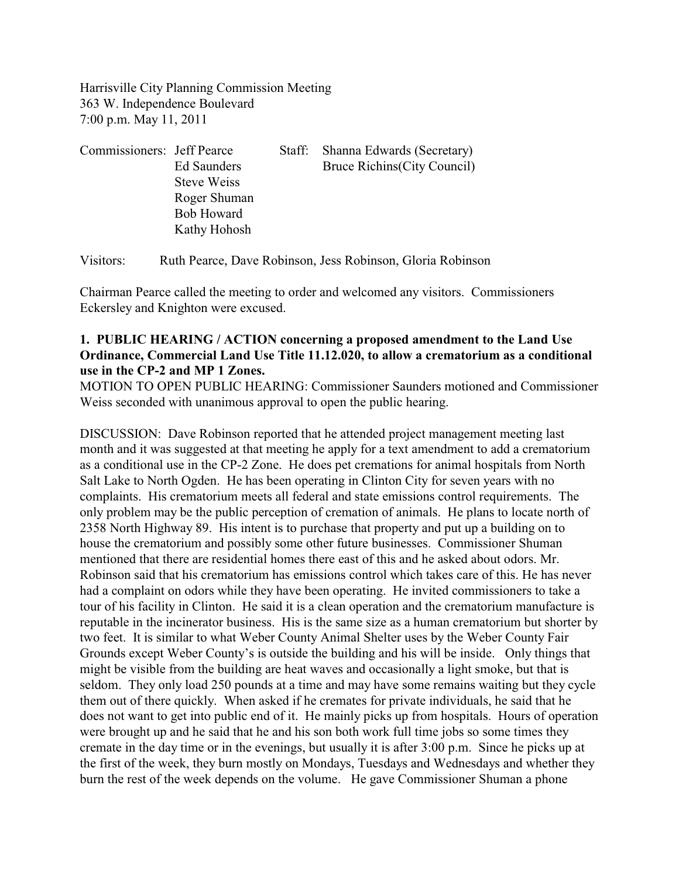Harrisville City Planning Commission Meeting
363 W. Independence Boulevard
7:00 p.m. May 11, 2011

| Commissioners: | Jeff Pearce | Staff: | Shanna Edwards (Secretary) |
|---|---|---|---|
| | Ed Saunders | | Bruce Richins(City Council) |
| | Steve Weiss | | |
| | Roger Shuman | | |
| | Bob Howard | | |
| | Kathy Hohosh | | |

Visitors: Ruth Pearce, Dave Robinson, Jess Robinson, Gloria Robinson

Chairman Pearce called the meeting to order and welcomed any visitors. Commissioners Eckersley and Knighton were excused.

**1. PUBLIC HEARING / ACTION concerning a proposed amendment to the Land Use Ordinance, Commercial Land Use Title 11.12.020, to allow a crematorium as a conditional use in the CP-2 and MP 1 Zones.**

MOTION TO OPEN PUBLIC HEARING: Commissioner Saunders motioned and Commissioner Weiss seconded with unanimous approval to open the public hearing.

DISCUSSION: Dave Robinson reported that he attended project management meeting last month and it was suggested at that meeting he apply for a text amendment to add a crematorium as a conditional use in the CP-2 Zone. He does pet cremations for animal hospitals from North Salt Lake to North Ogden. He has been operating in Clinton City for seven years with no complaints. His crematorium meets all federal and state emissions control requirements. The only problem may be the public perception of cremation of animals. He plans to locate north of 2358 North Highway 89. His intent is to purchase that property and put up a building on to house the crematorium and possibly some other future businesses. Commissioner Shuman mentioned that there are residential homes there east of this and he asked about odors. Mr. Robinson said that his crematorium has emissions control which takes care of this. He has never had a complaint on odors while they have been operating. He invited commissioners to take a tour of his facility in Clinton. He said it is a clean operation and the crematorium manufacture is reputable in the incinerator business. His is the same size as a human crematorium but shorter by two feet. It is similar to what Weber County Animal Shelter uses by the Weber County Fair Grounds except Weber County's is outside the building and his will be inside. Only things that might be visible from the building are heat waves and occasionally a light smoke, but that is seldom. They only load 250 pounds at a time and may have some remains waiting but they cycle them out of there quickly. When asked if he cremates for private individuals, he said that he does not want to get into public end of it. He mainly picks up from hospitals. Hours of operation were brought up and he said that he and his son both work full time jobs so some times they cremate in the day time or in the evenings, but usually it is after 3:00 p.m. Since he picks up at the first of the week, they burn mostly on Mondays, Tuesdays and Wednesdays and whether they burn the rest of the week depends on the volume. He gave Commissioner Shuman a phone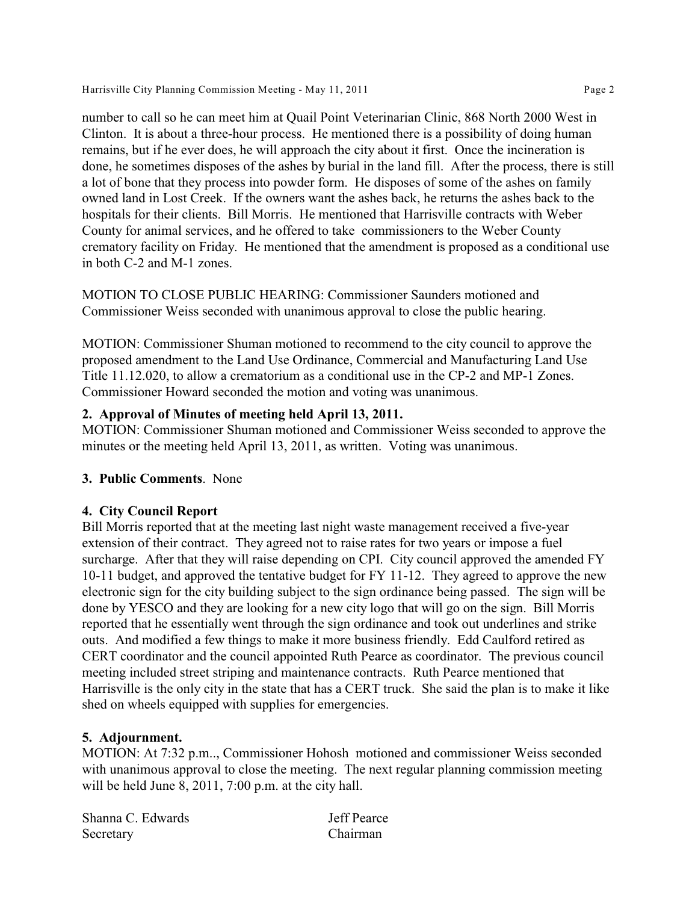number to call so he can meet him at Quail Point Veterinarian Clinic, 868 North 2000 West in Clinton. It is about a three-hour process. He mentioned there is a possibility of doing human remains, but if he ever does, he will approach the city about it first. Once the incineration is done, he sometimes disposes of the ashes by burial in the land fill. After the process, there is still a lot of bone that they process into powder form. He disposes of some of the ashes on family owned land in Lost Creek. If the owners want the ashes back, he returns the ashes back to the hospitals for their clients. Bill Morris. He mentioned that Harrisville contracts with Weber County for animal services, and he offered to take commissioners to the Weber County crematory facility on Friday. He mentioned that the amendment is proposed as a conditional use in both C-2 and M-1 zones.

MOTION TO CLOSE PUBLIC HEARING: Commissioner Saunders motioned and Commissioner Weiss seconded with unanimous approval to close the public hearing.

MOTION: Commissioner Shuman motioned to recommend to the city council to approve the proposed amendment to the Land Use Ordinance, Commercial and Manufacturing Land Use Title 11.12.020, to allow a crematorium as a conditional use in the CP-2 and MP-1 Zones. Commissioner Howard seconded the motion and voting was unanimous.

**2. Approval of Minutes of meeting held April 13, 2011.**
MOTION: Commissioner Shuman motioned and Commissioner Weiss seconded to approve the minutes or the meeting held April 13, 2011, as written. Voting was unanimous.

**3. Public Comments**. None

**4. City Council Report**
Bill Morris reported that at the meeting last night waste management received a five-year extension of their contract. They agreed not to raise rates for two years or impose a fuel surcharge. After that they will raise depending on CPI. City council approved the amended FY 10-11 budget, and approved the tentative budget for FY 11-12. They agreed to approve the new electronic sign for the city building subject to the sign ordinance being passed. The sign will be done by YESCO and they are looking for a new city logo that will go on the sign. Bill Morris reported that he essentially went through the sign ordinance and took out underlines and strike outs. And modified a few things to make it more business friendly. Edd Caulford retired as CERT coordinator and the council appointed Ruth Pearce as coordinator. The previous council meeting included street striping and maintenance contracts. Ruth Pearce mentioned that Harrisville is the only city in the state that has a CERT truck. She said the plan is to make it like shed on wheels equipped with supplies for emergencies.

**5. Adjournment.**
MOTION: At 7:32 p.m.., Commissioner Hohosh motioned and commissioner Weiss seconded with unanimous approval to close the meeting. The next regular planning commission meeting will be held June 8, 2011, 7:00 p.m. at the city hall.

| | |
|---|---|
| Shanna C. Edwards | Jeff Pearce |
| Secretary | Chairman |